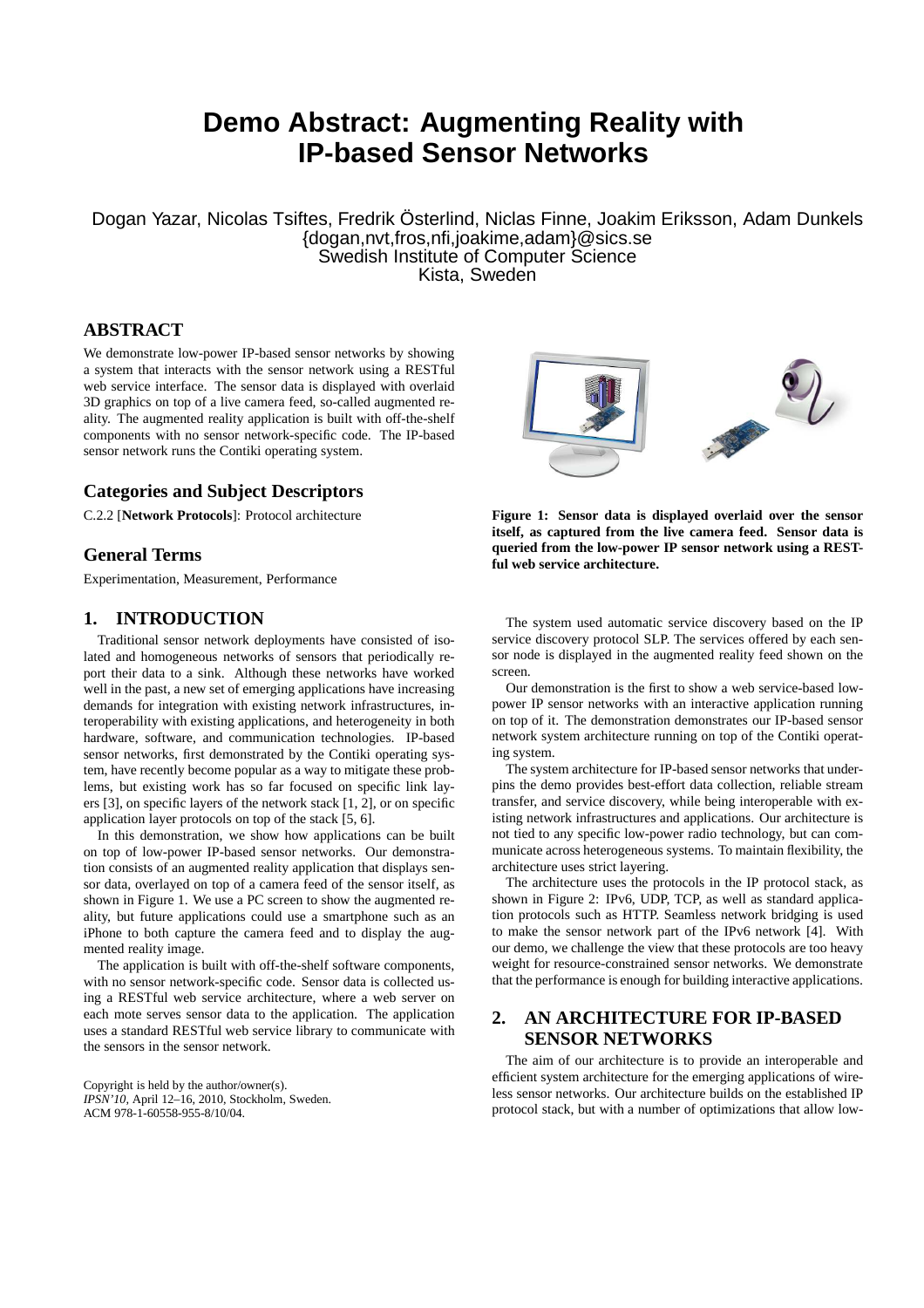# Demo Abstract: Augmenting Reality with IP-based Sensor Networks

Dogan Yazar, Nicolas Tsiftes, Fredrik Österlind, Niclas Finne, Joakim Eriksson, Adam Dunkels
{dogan,nvt,fros,nfi,joakime,adam}@sics.se
Swedish Institute of Computer Science
Kista, Sweden

## ABSTRACT

We demonstrate low-power IP-based sensor networks by showing a system that interacts with the sensor network using a RESTful web service interface. The sensor data is displayed with overlaid 3D graphics on top of a live camera feed, so-called augmented reality. The augmented reality application is built with off-the-shelf components with no sensor network-specific code. The IP-based sensor network runs the Contiki operating system.

## Categories and Subject Descriptors

C.2.2 [**Network Protocols**]: Protocol architecture

## General Terms

Experimentation, Measurement, Performance

## 1. INTRODUCTION

Traditional sensor network deployments have consisted of isolated and homogeneous networks of sensors that periodically report their data to a sink. Although these networks have worked well in the past, a new set of emerging applications have increasing demands for integration with existing network infrastructures, interoperability with existing applications, and heterogeneity in both hardware, software, and communication technologies. IP-based sensor networks, first demonstrated by the Contiki operating system, have recently become popular as a way to mitigate these problems, but existing work has so far focused on specific link layers [3], on specific layers of the network stack [1, 2], or on specific application layer protocols on top of the stack [5, 6].

In this demonstration, we show how applications can be built on top of low-power IP-based sensor networks. Our demonstration consists of an augmented reality application that displays sensor data, overlayed on top of a camera feed of the sensor itself, as shown in Figure 1. We use a PC screen to show the augmented reality, but future applications could use a smartphone such as an iPhone to both capture the camera feed and to display the augmented reality image.

The application is built with off-the-shelf software components, with no sensor network-specific code. Sensor data is collected using a RESTful web service architecture, where a web server on each mote serves sensor data to the application. The application uses a standard RESTful web service library to communicate with the sensors in the sensor network.

Copyright is held by the author/owner(s).
*IPSN'10,* April 12–16, 2010, Stockholm, Sweden.
ACM 978-1-60558-955-8/10/04.

**Figure 1: Sensor data is displayed overlaid over the sensor itself, as captured from the live camera feed. Sensor data is queried from the low-power IP sensor network using a RESTful web service architecture.**

The system used automatic service discovery based on the IP service discovery protocol SLP. The services offered by each sensor node is displayed in the augmented reality feed shown on the screen.

Our demonstration is the first to show a web service-based low-power IP sensor networks with an interactive application running on top of it. The demonstration demonstrates our IP-based sensor network system architecture running on top of the Contiki operating system.

The system architecture for IP-based sensor networks that underpins the demo provides best-effort data collection, reliable stream transfer, and service discovery, while being interoperable with existing network infrastructures and applications. Our architecture is not tied to any specific low-power radio technology, but can communicate across heterogeneous systems. To maintain flexibility, the architecture uses strict layering.

The architecture uses the protocols in the IP protocol stack, as shown in Figure 2: IPv6, UDP, TCP, as well as standard application protocols such as HTTP. Seamless network bridging is used to make the sensor network part of the IPv6 network [4]. With our demo, we challenge the view that these protocols are too heavy weight for resource-constrained sensor networks. We demonstrate that the performance is enough for building interactive applications.

## 2. AN ARCHITECTURE FOR IP-BASED SENSOR NETWORKS

The aim of our architecture is to provide an interoperable and efficient system architecture for the emerging applications of wireless sensor networks. Our architecture builds on the established IP protocol stack, but with a number of optimizations that allow low-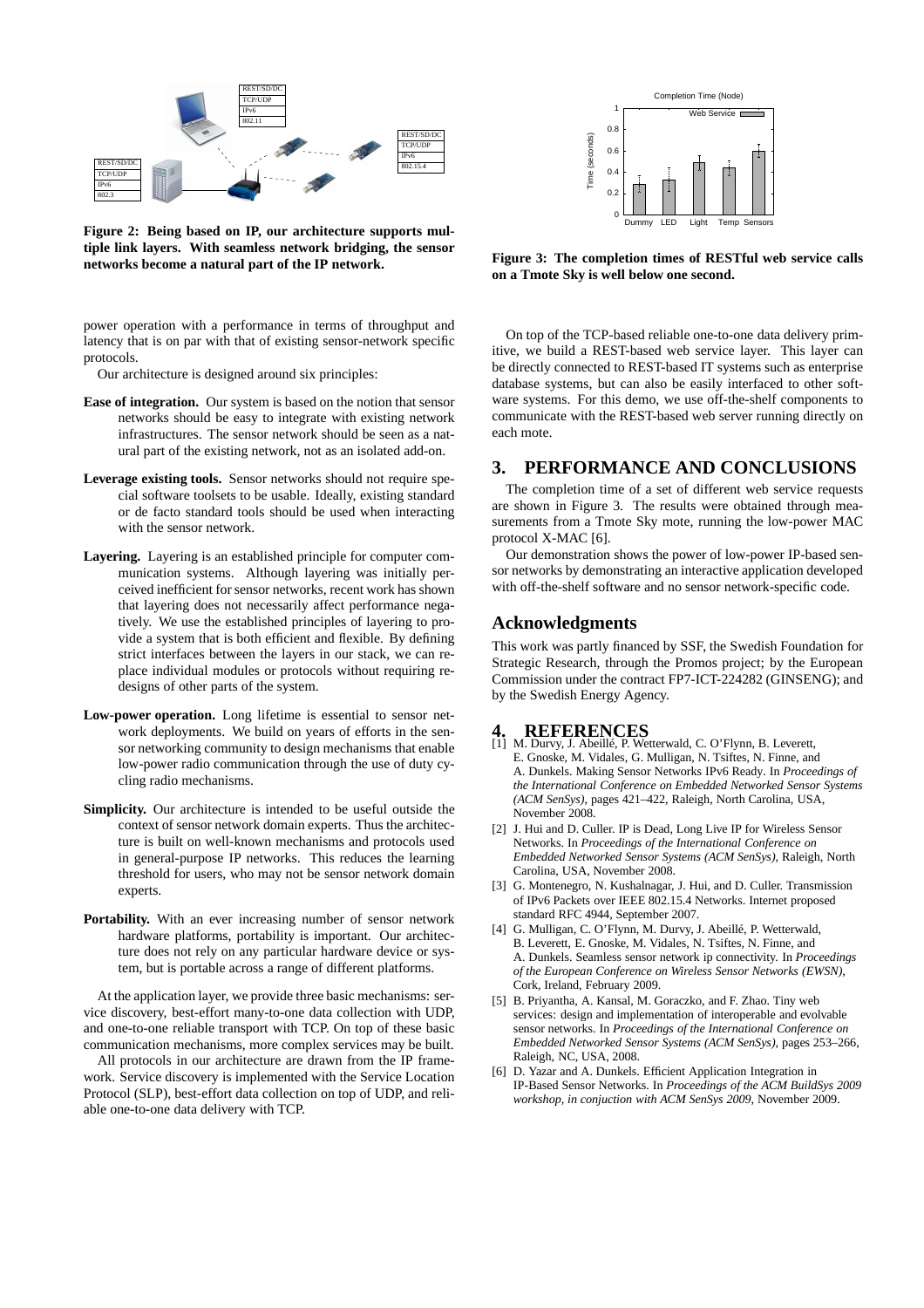REST/SD/DC
TCP/UDP
IPv6
802.11

REST/SD/DC
TCP/UDP
IPv6
802.15.4

REST/SD/DC
TCP/UDP
IPv6
802.3

**Figure 2: Being based on IP, our architecture supports multiple link layers. With seamless network bridging, the sensor networks become a natural part of the IP network.**

power operation with a performance in terms of throughput and latency that is on par with that of existing sensor-network specific protocols.

Our architecture is designed around six principles:

**Ease of integration.** Our system is based on the notion that sensor networks should be easy to integrate with existing network infrastructures. The sensor network should be seen as a natural part of the existing network, not as an isolated add-on.

**Leverage existing tools.** Sensor networks should not require special software toolsets to be usable. Ideally, existing standard or de facto standard tools should be used when interacting with the sensor network.

**Layering.** Layering is an established principle for computer communication systems. Although layering was initially perceived inefficient for sensor networks, recent work has shown that layering does not necessarily affect performance negatively. We use the established principles of layering to provide a system that is both efficient and flexible. By defining strict interfaces between the layers in our stack, we can replace individual modules or protocols without requiring redesigns of other parts of the system.

**Low-power operation.** Long lifetime is essential to sensor network deployments. We build on years of efforts in the sensor networking community to design mechanisms that enable low-power radio communication through the use of duty cycling radio mechanisms.

**Simplicity.** Our architecture is intended to be useful outside the context of sensor network domain experts. Thus the architecture is built on well-known mechanisms and protocols used in general-purpose IP networks. This reduces the learning threshold for users, who may not be sensor network domain experts.

**Portability.** With an ever increasing number of sensor network hardware platforms, portability is important. Our architecture does not rely on any particular hardware device or system, but is portable across a range of different platforms.

At the application layer, we provide three basic mechanisms: service discovery, best-effort many-to-one data collection with UDP, and one-to-one reliable transport with TCP. On top of these basic communication mechanisms, more complex services may be built.

All protocols in our architecture are drawn from the IP framework. Service discovery is implemented with the Service Location Protocol (SLP), best-effort data collection on top of UDP, and reliable one-to-one data delivery with TCP.

Completion Time (Node)
Time (seconds)
Web Service
0
0.2
0.4
0.6
0.8
1
Dummy
LED
Light
Temp
Sensors

**Figure 3: The completion times of RESTful web service calls on a Tmote Sky is well below one second.**

On top of the TCP-based reliable one-to-one data delivery primitive, we build a REST-based web service layer. This layer can be directly connected to REST-based IT systems such as enterprise database systems, but can also be easily interfaced to other software systems. For this demo, we use off-the-shelf components to communicate with the REST-based web server running directly on each mote.

## 3. PERFORMANCE AND CONCLUSIONS

The completion time of a set of different web service requests are shown in Figure 3. The results were obtained through measurements from a Tmote Sky mote, running the low-power MAC protocol X-MAC [6].

Our demonstration shows the power of low-power IP-based sensor networks by demonstrating an interactive application developed with off-the-shelf software and no sensor network-specific code.

## Acknowledgments

This work was partly financed by SSF, the Swedish Foundation for Strategic Research, through the Promos project; by the European Commission under the contract FP7-ICT-224282 (GINSENG); and by the Swedish Energy Agency.

## 4. REFERENCES

[1] M. Durvy, J. Abeillé, P. Wetterwald, C. O'Flynn, B. Leverett, E. Gnoske, M. Vidales, G. Mulligan, N. Tsiftes, N. Finne, and A. Dunkels. Making Sensor Networks IPv6 Ready. In *Proceedings of the International Conference on Embedded Networked Sensor Systems (ACM SenSys)*, pages 421–422, Raleigh, North Carolina, USA, November 2008.

[2] J. Hui and D. Culler. IP is Dead, Long Live IP for Wireless Sensor Networks. In *Proceedings of the International Conference on Embedded Networked Sensor Systems (ACM SenSys)*, Raleigh, North Carolina, USA, November 2008.

[3] G. Montenegro, N. Kushalnagar, J. Hui, and D. Culler. Transmission of IPv6 Packets over IEEE 802.15.4 Networks. Internet proposed standard RFC 4944, September 2007.

[4] G. Mulligan, C. O'Flynn, M. Durvy, J. Abeillé, P. Wetterwald, B. Leverett, E. Gnoske, M. Vidales, N. Tsiftes, N. Finne, and A. Dunkels. Seamless sensor network ip connectivity. In *Proceedings of the European Conference on Wireless Sensor Networks (EWSN)*, Cork, Ireland, February 2009.

[5] B. Priyantha, A. Kansal, M. Goraczko, and F. Zhao. Tiny web services: design and implementation of interoperable and evolvable sensor networks. In *Proceedings of the International Conference on Embedded Networked Sensor Systems (ACM SenSys)*, pages 253–266, Raleigh, NC, USA, 2008.

[6] D. Yazar and A. Dunkels. Efficient Application Integration in IP-Based Sensor Networks. In *Proceedings of the ACM BuildSys 2009 workshop, in conjuction with ACM SenSys 2009*, November 2009.